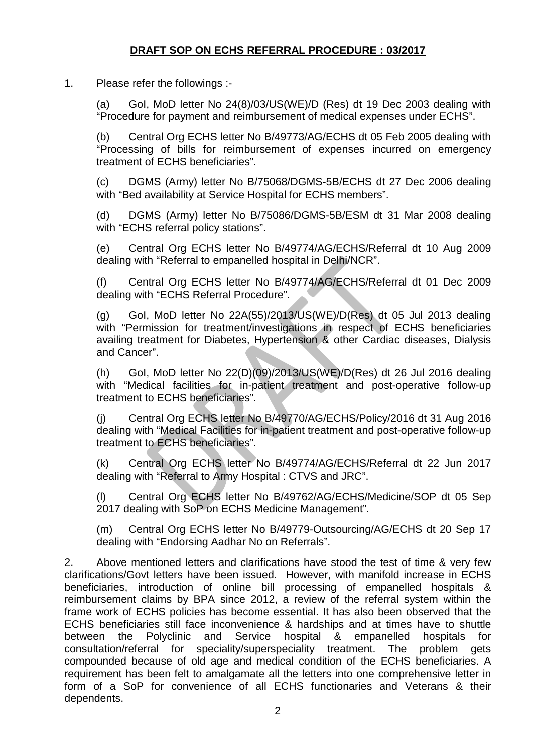## DRAFT SOP ON ECHS REFERRAL PROCEDURE : 03/2017

1. Please refer the followings :-

   (a) GoI, MoD letter No 24(8)/03/US(WE)/D (Res) dt 19 Dec 2003 dealing with "Procedure for payment and reimbursement of medical expenses under ECHS".

   (b) Central Org ECHS letter No B/49773/AG/ECHS dt 05 Feb 2005 dealing with "Processing of bills for reimbursement of expenses incurred on emergency treatment of ECHS beneficiaries".

   (c) DGMS (Army) letter No B/75068/DGMS-5B/ECHS dt 27 Dec 2006 dealing with "Bed availability at Service Hospital for ECHS members".

   (d) DGMS (Army) letter No B/75086/DGMS-5B/ESM dt 31 Mar 2008 dealing with "ECHS referral policy stations".

   (e) Central Org ECHS letter No B/49774/AG/ECHS/Referral dt 10 Aug 2009 dealing with "Referral to empanelled hospital in Delhi/NCR".

   (f) Central Org ECHS letter No B/49774/AG/ECHS/Referral dt 01 Dec 2009 dealing with "ECHS Referral Procedure".

   (g) GoI, MoD letter No 22A(55)/2013/US(WE)/D(Res) dt 05 Jul 2013 dealing with "Permission for treatment/investigations in respect of ECHS beneficiaries availing treatment for Diabetes, Hypertension & other Cardiac diseases, Dialysis and Cancer".

   (h) GoI, MoD letter No 22(D)(09)/2013/US(WE)/D(Res) dt 26 Jul 2016 dealing with "Medical facilities for in-patient treatment and post-operative follow-up treatment to ECHS beneficiaries".

   (j) Central Org ECHS letter No B/49770/AG/ECHS/Policy/2016 dt 31 Aug 2016 dealing with "Medical Facilities for in-patient treatment and post-operative follow-up treatment to ECHS beneficiaries".

   (k) Central Org ECHS letter No B/49774/AG/ECHS/Referral dt 22 Jun 2017 dealing with "Referral to Army Hospital : CTVS and JRC".

   (l) Central Org ECHS letter No B/49762/AG/ECHS/Medicine/SOP dt 05 Sep 2017 dealing with SoP on ECHS Medicine Management".

   (m) Central Org ECHS letter No B/49779-Outsourcing/AG/ECHS dt 20 Sep 17 dealing with "Endorsing Aadhar No on Referrals".

2. Above mentioned letters and clarifications have stood the test of time & very few clarifications/Govt letters have been issued. However, with manifold increase in ECHS beneficiaries, introduction of online bill processing of empanelled hospitals & reimbursement claims by BPA since 2012, a review of the referral system within the frame work of ECHS policies has become essential. It has also been observed that the ECHS beneficiaries still face inconvenience & hardships and at times have to shuttle between the Polyclinic and Service hospital & empanelled hospitals for consultation/referral for speciality/superspeciality treatment. The problem gets compounded because of old age and medical condition of the ECHS beneficiaries. A requirement has been felt to amalgamate all the letters into one comprehensive letter in form of a SoP for convenience of all ECHS functionaries and Veterans & their dependents.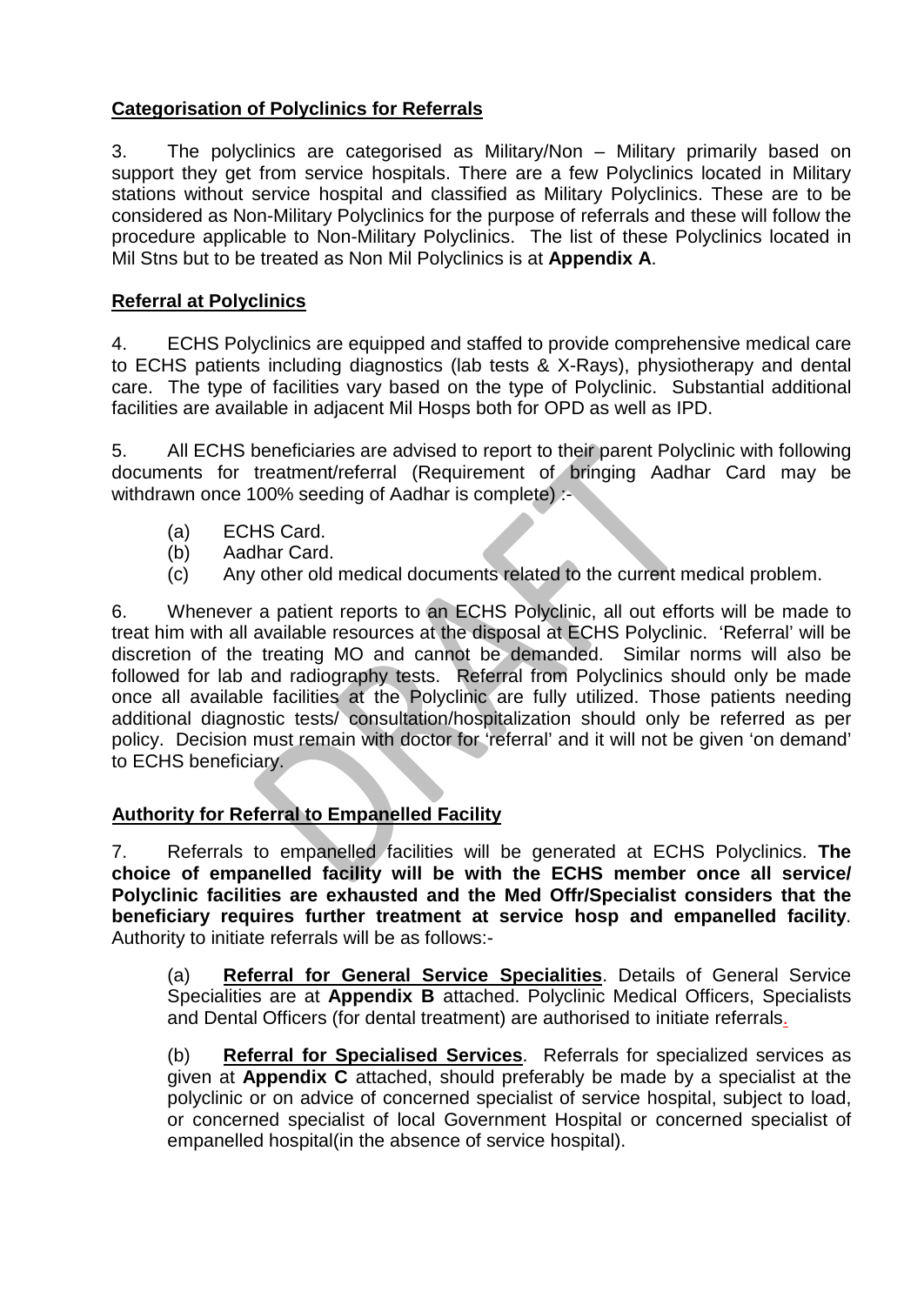**Categorisation of Polyclinics for Referrals**

3. The polyclinics are categorised as Military/Non – Military primarily based on support they get from service hospitals. There are a few Polyclinics located in Military stations without service hospital and classified as Military Polyclinics. These are to be considered as Non-Military Polyclinics for the purpose of referrals and these will follow the procedure applicable to Non-Military Polyclinics. The list of these Polyclinics located in Mil Stns but to be treated as Non Mil Polyclinics is at **Appendix A**.

**Referral at Polyclinics**

4. ECHS Polyclinics are equipped and staffed to provide comprehensive medical care to ECHS patients including diagnostics (lab tests & X-Rays), physiotherapy and dental care. The type of facilities vary based on the type of Polyclinic. Substantial additional facilities are available in adjacent Mil Hosps both for OPD as well as IPD.

5. All ECHS beneficiaries are advised to report to their parent Polyclinic with following documents for treatment/referral (Requirement of bringing Aadhar Card may be withdrawn once 100% seeding of Aadhar is complete) :-

(a) ECHS Card.
(b) Aadhar Card.
(c) Any other old medical documents related to the current medical problem.

6. Whenever a patient reports to an ECHS Polyclinic, all out efforts will be made to treat him with all available resources at the disposal at ECHS Polyclinic. 'Referral' will be discretion of the treating MO and cannot be demanded. Similar norms will also be followed for lab and radiography tests. Referral from Polyclinics should only be made once all available facilities at the Polyclinic are fully utilized. Those patients needing additional diagnostic tests/ consultation/hospitalization should only be referred as per policy. Decision must remain with doctor for 'referral' and it will not be given 'on demand' to ECHS beneficiary.

**Authority for Referral to Empanelled Facility**

7. Referrals to empanelled facilities will be generated at ECHS Polyclinics. **The choice of empanelled facility will be with the ECHS member once all service/ Polyclinic facilities are exhausted and the Med Offr/Specialist considers that the beneficiary requires further treatment at service hosp and empanelled facility**. Authority to initiate referrals will be as follows:-

(a) **Referral for General Service Specialities**. Details of General Service Specialities are at **Appendix B** attached. Polyclinic Medical Officers, Specialists and Dental Officers (for dental treatment) are authorised to initiate referrals.

(b) **Referral for Specialised Services**. Referrals for specialized services as given at **Appendix C** attached, should preferably be made by a specialist at the polyclinic or on advice of concerned specialist of service hospital, subject to load, or concerned specialist of local Government Hospital or concerned specialist of empanelled hospital(in the absence of service hospital).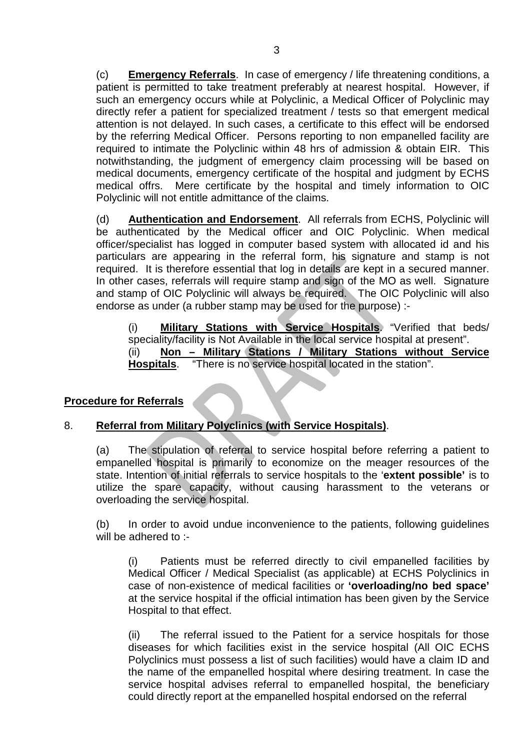(c) **Emergency Referrals**. In case of emergency / life threatening conditions, a patient is permitted to take treatment preferably at nearest hospital. However, if such an emergency occurs while at Polyclinic, a Medical Officer of Polyclinic may directly refer a patient for specialized treatment / tests so that emergent medical attention is not delayed. In such cases, a certificate to this effect will be endorsed by the referring Medical Officer. Persons reporting to non empanelled facility are required to intimate the Polyclinic within 48 hrs of admission & obtain EIR. This notwithstanding, the judgment of emergency claim processing will be based on medical documents, emergency certificate of the hospital and judgment by ECHS medical offrs. Mere certificate by the hospital and timely information to OIC Polyclinic will not entitle admittance of the claims.

(d) **Authentication and Endorsement**. All referrals from ECHS, Polyclinic will be authenticated by the Medical officer and OIC Polyclinic. When medical officer/specialist has logged in computer based system with allocated id and his particulars are appearing in the referral form, his signature and stamp is not required. It is therefore essential that log in details are kept in a secured manner. In other cases, referrals will require stamp and sign of the MO as well. Signature and stamp of OIC Polyclinic will always be required. The OIC Polyclinic will also endorse as under (a rubber stamp may be used for the purpose) :-

(i) **Military Stations with Service Hospitals**. "Verified that beds/ speciality/facility is Not Available in the local service hospital at present".

(ii) **Non – Military Stations / Military Stations without Service Hospitals**. "There is no service hospital located in the station".

**Procedure for Referrals**

8. **Referral from Military Polyclinics (with Service Hospitals)**.

(a) The stipulation of referral to service hospital before referring a patient to empanelled hospital is primarily to economize on the meager resources of the state. Intention of initial referrals to service hospitals to the '**extent possible'** is to utilize the spare capacity, without causing harassment to the veterans or overloading the service hospital.

(b) In order to avoid undue inconvenience to the patients, following guidelines will be adhered to :-

(i) Patients must be referred directly to civil empanelled facilities by Medical Officer / Medical Specialist (as applicable) at ECHS Polyclinics in case of non-existence of medical facilities or **'overloading/no bed space'** at the service hospital if the official intimation has been given by the Service Hospital to that effect.

(ii) The referral issued to the Patient for a service hospitals for those diseases for which facilities exist in the service hospital (All OIC ECHS Polyclinics must possess a list of such facilities) would have a claim ID and the name of the empanelled hospital where desiring treatment. In case the service hospital advises referral to empanelled hospital, the beneficiary could directly report at the empanelled hospital endorsed on the referral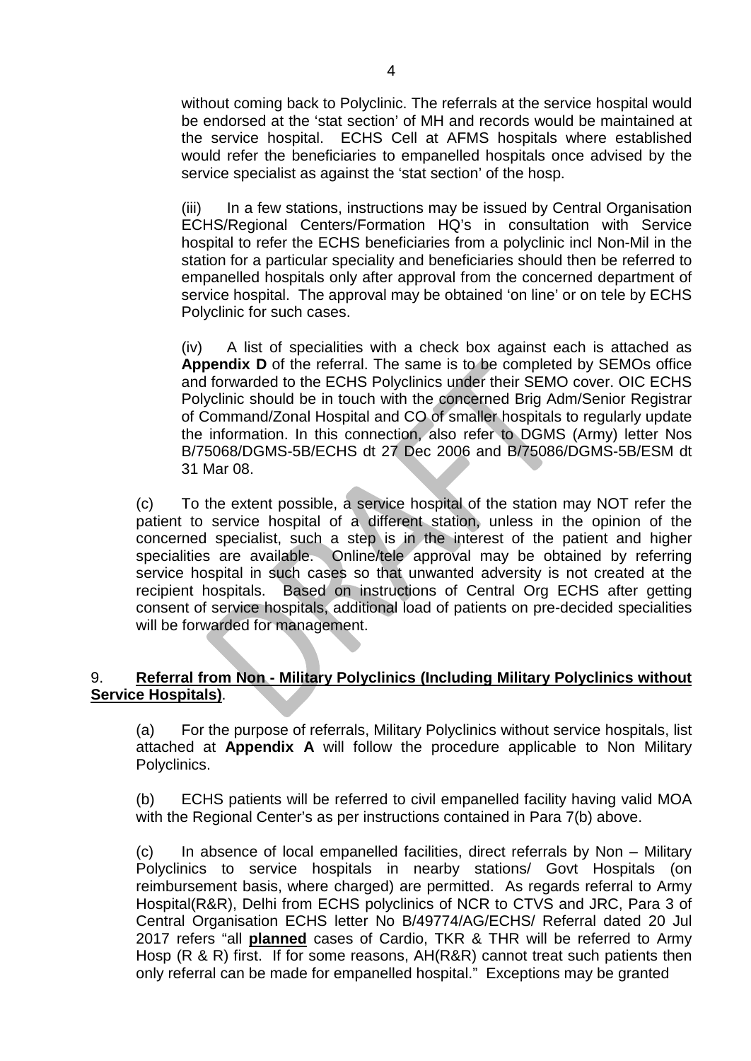without coming back to Polyclinic. The referrals at the service hospital would be endorsed at the 'stat section' of MH and records would be maintained at the service hospital. ECHS Cell at AFMS hospitals where established would refer the beneficiaries to empanelled hospitals once advised by the service specialist as against the 'stat section' of the hosp.

(iii) In a few stations, instructions may be issued by Central Organisation ECHS/Regional Centers/Formation HQ's in consultation with Service hospital to refer the ECHS beneficiaries from a polyclinic incl Non-Mil in the station for a particular speciality and beneficiaries should then be referred to empanelled hospitals only after approval from the concerned department of service hospital. The approval may be obtained 'on line' or on tele by ECHS Polyclinic for such cases.

(iv) A list of specialities with a check box against each is attached as **Appendix D** of the referral. The same is to be completed by SEMOs office and forwarded to the ECHS Polyclinics under their SEMO cover. OIC ECHS Polyclinic should be in touch with the concerned Brig Adm/Senior Registrar of Command/Zonal Hospital and CO of smaller hospitals to regularly update the information. In this connection, also refer to DGMS (Army) letter Nos B/75068/DGMS-5B/ECHS dt 27 Dec 2006 and B/75086/DGMS-5B/ESM dt 31 Mar 08.

(c) To the extent possible, a service hospital of the station may NOT refer the patient to service hospital of a different station, unless in the opinion of the concerned specialist, such a step is in the interest of the patient and higher specialities are available. Online/tele approval may be obtained by referring service hospital in such cases so that unwanted adversity is not created at the recipient hospitals. Based on instructions of Central Org ECHS after getting consent of service hospitals, additional load of patients on pre-decided specialities will be forwarded for management.

9. **<u>Referral from Non - Military Polyclinics (Including Military Polyclinics without Service Hospitals)</u>**.

(a) For the purpose of referrals, Military Polyclinics without service hospitals, list attached at **Appendix A** will follow the procedure applicable to Non Military Polyclinics.

(b) ECHS patients will be referred to civil empanelled facility having valid MOA with the Regional Center's as per instructions contained in Para 7(b) above.

(c) In absence of local empanelled facilities, direct referrals by Non – Military Polyclinics to service hospitals in nearby stations/ Govt Hospitals (on reimbursement basis, where charged) are permitted. As regards referral to Army Hospital(R&R), Delhi from ECHS polyclinics of NCR to CTVS and JRC, Para 3 of Central Organisation ECHS letter No B/49774/AG/ECHS/ Referral dated 20 Jul 2017 refers "all **<u>planned</u>** cases of Cardio, TKR & THR will be referred to Army Hosp (R & R) first. If for some reasons, AH(R&R) cannot treat such patients then only referral can be made for empanelled hospital." Exceptions may be granted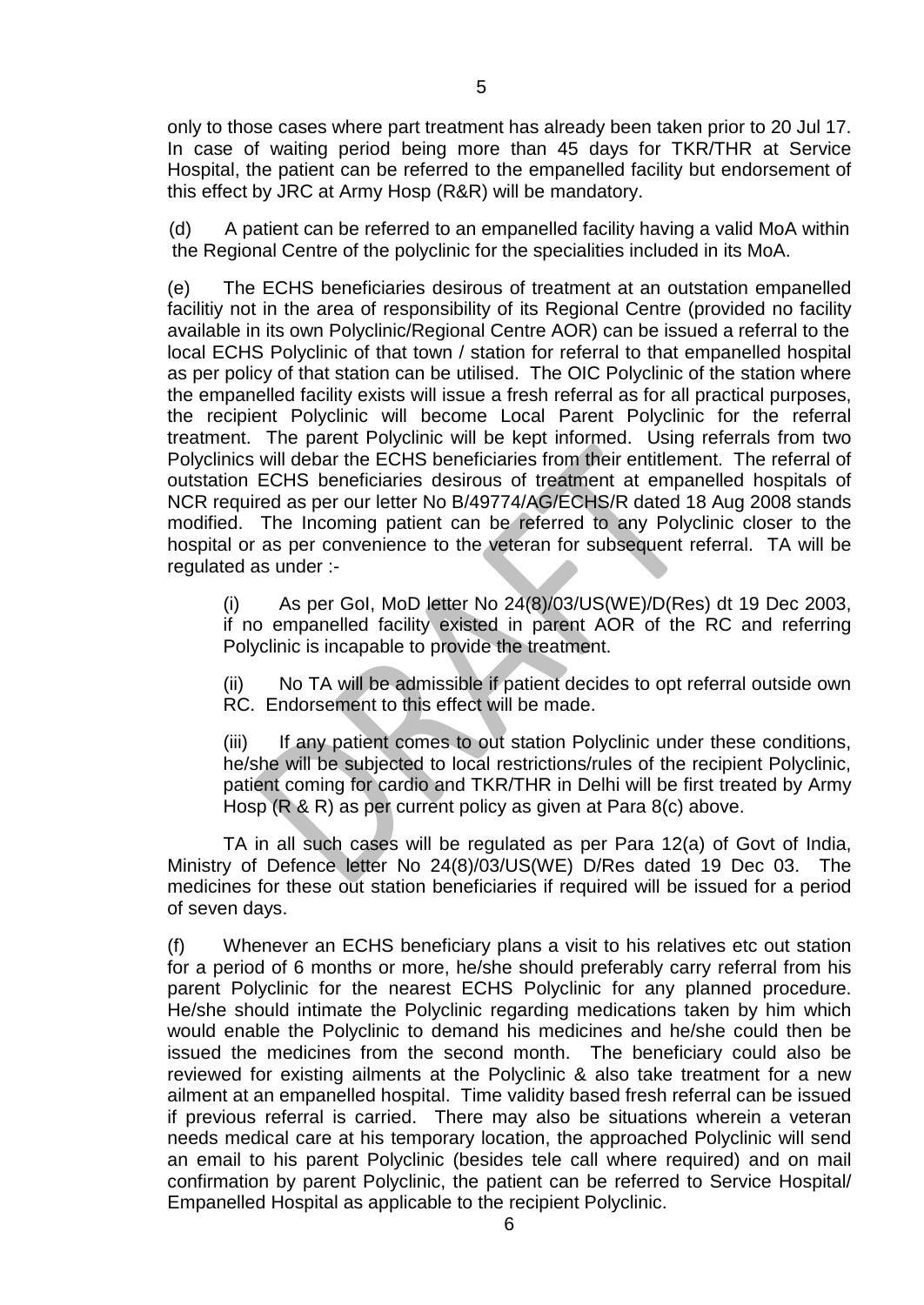only to those cases where part treatment has already been taken prior to 20 Jul 17. In case of waiting period being more than 45 days for TKR/THR at Service Hospital, the patient can be referred to the empanelled facility but endorsement of this effect by JRC at Army Hosp (R&R) will be mandatory.

(d) A patient can be referred to an empanelled facility having a valid MoA within the Regional Centre of the polyclinic for the specialities included in its MoA.

(e) The ECHS beneficiaries desirous of treatment at an outstation empanelled facilitiy not in the area of responsibility of its Regional Centre (provided no facility available in its own Polyclinic/Regional Centre AOR) can be issued a referral to the local ECHS Polyclinic of that town / station for referral to that empanelled hospital as per policy of that station can be utilised. The OIC Polyclinic of the station where the empanelled facility exists will issue a fresh referral as for all practical purposes, the recipient Polyclinic will become Local Parent Polyclinic for the referral treatment. The parent Polyclinic will be kept informed. Using referrals from two Polyclinics will debar the ECHS beneficiaries from their entitlement. The referral of outstation ECHS beneficiaries desirous of treatment at empanelled hospitals of NCR required as per our letter No B/49774/AG/ECHS/R dated 18 Aug 2008 stands modified. The Incoming patient can be referred to any Polyclinic closer to the hospital or as per convenience to the veteran for subsequent referral. TA will be regulated as under :-

(i) As per GoI, MoD letter No 24(8)/03/US(WE)/D(Res) dt 19 Dec 2003, if no empanelled facility existed in parent AOR of the RC and referring Polyclinic is incapable to provide the treatment.

(ii) No TA will be admissible if patient decides to opt referral outside own RC. Endorsement to this effect will be made.

(iii) If any patient comes to out station Polyclinic under these conditions, he/she will be subjected to local restrictions/rules of the recipient Polyclinic, patient coming for cardio and TKR/THR in Delhi will be first treated by Army Hosp (R & R) as per current policy as given at Para 8(c) above.

TA in all such cases will be regulated as per Para 12(a) of Govt of India, Ministry of Defence letter No 24(8)/03/US(WE) D/Res dated 19 Dec 03. The medicines for these out station beneficiaries if required will be issued for a period of seven days.

(f) Whenever an ECHS beneficiary plans a visit to his relatives etc out station for a period of 6 months or more, he/she should preferably carry referral from his parent Polyclinic for the nearest ECHS Polyclinic for any planned procedure. He/she should intimate the Polyclinic regarding medications taken by him which would enable the Polyclinic to demand his medicines and he/she could then be issued the medicines from the second month. The beneficiary could also be reviewed for existing ailments at the Polyclinic & also take treatment for a new ailment at an empanelled hospital. Time validity based fresh referral can be issued if previous referral is carried. There may also be situations wherein a veteran needs medical care at his temporary location, the approached Polyclinic will send an email to his parent Polyclinic (besides tele call where required) and on mail confirmation by parent Polyclinic, the patient can be referred to Service Hospital/ Empanelled Hospital as applicable to the recipient Polyclinic.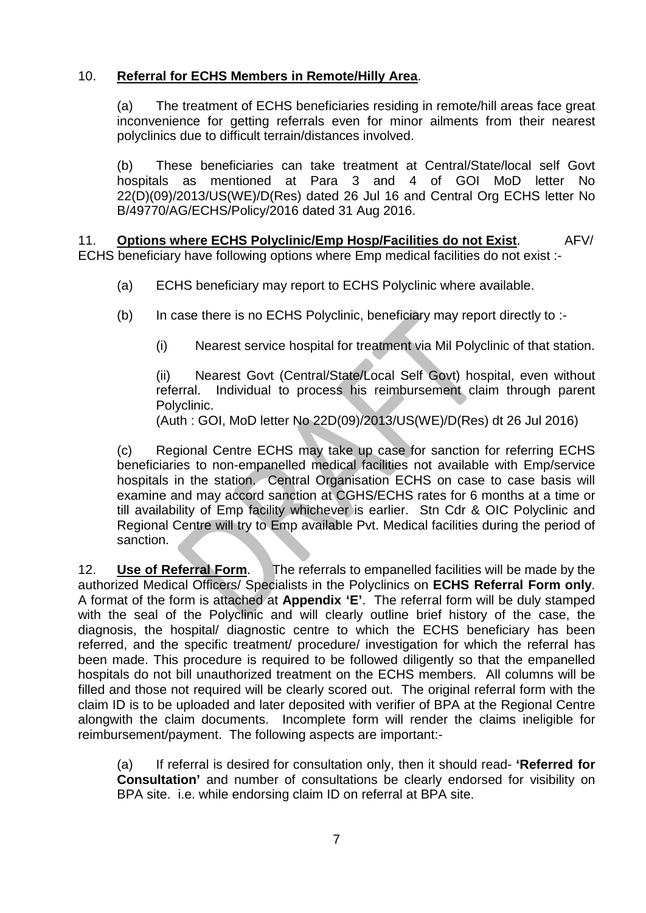10. **Referral for ECHS Members in Remote/Hilly Area**.

(a) The treatment of ECHS beneficiaries residing in remote/hill areas face great inconvenience for getting referrals even for minor ailments from their nearest polyclinics due to difficult terrain/distances involved.

(b) These beneficiaries can take treatment at Central/State/local self Govt hospitals as mentioned at Para 3 and 4 of GOI MoD letter No 22(D)(09)/2013/US(WE)/D(Res) dated 26 Jul 16 and Central Org ECHS letter No B/49770/AG/ECHS/Policy/2016 dated 31 Aug 2016.

11. **Options where ECHS Polyclinic/Emp Hosp/Facilities do not Exist**. AFV/ ECHS beneficiary have following options where Emp medical facilities do not exist :-

(a) ECHS beneficiary may report to ECHS Polyclinic where available.

(b) In case there is no ECHS Polyclinic, beneficiary may report directly to :-

(i) Nearest service hospital for treatment via Mil Polyclinic of that station.

(ii) Nearest Govt (Central/State/Local Self Govt) hospital, even without referral. Individual to process his reimbursement claim through parent Polyclinic.

(Auth : GOI, MoD letter No 22D(09)/2013/US(WE)/D(Res) dt 26 Jul 2016)

(c) Regional Centre ECHS may take up case for sanction for referring ECHS beneficiaries to non-empanelled medical facilities not available with Emp/service hospitals in the station. Central Organisation ECHS on case to case basis will examine and may accord sanction at CGHS/ECHS rates for 6 months at a time or till availability of Emp facility whichever is earlier. Stn Cdr & OIC Polyclinic and Regional Centre will try to Emp available Pvt. Medical facilities during the period of sanction.

12. **Use of Referral Form**. The referrals to empanelled facilities will be made by the authorized Medical Officers/ Specialists in the Polyclinics on **ECHS Referral Form only**. A format of the form is attached at **Appendix 'E'**. The referral form will be duly stamped with the seal of the Polyclinic and will clearly outline brief history of the case, the diagnosis, the hospital/ diagnostic centre to which the ECHS beneficiary has been referred, and the specific treatment/ procedure/ investigation for which the referral has been made. This procedure is required to be followed diligently so that the empanelled hospitals do not bill unauthorized treatment on the ECHS members. All columns will be filled and those not required will be clearly scored out. The original referral form with the claim ID is to be uploaded and later deposited with verifier of BPA at the Regional Centre alongwith the claim documents. Incomplete form will render the claims ineligible for reimbursement/payment. The following aspects are important:-

(a) If referral is desired for consultation only, then it should read- **'Referred for Consultation'** and number of consultations be clearly endorsed for visibility on BPA site. i.e. while endorsing claim ID on referral at BPA site.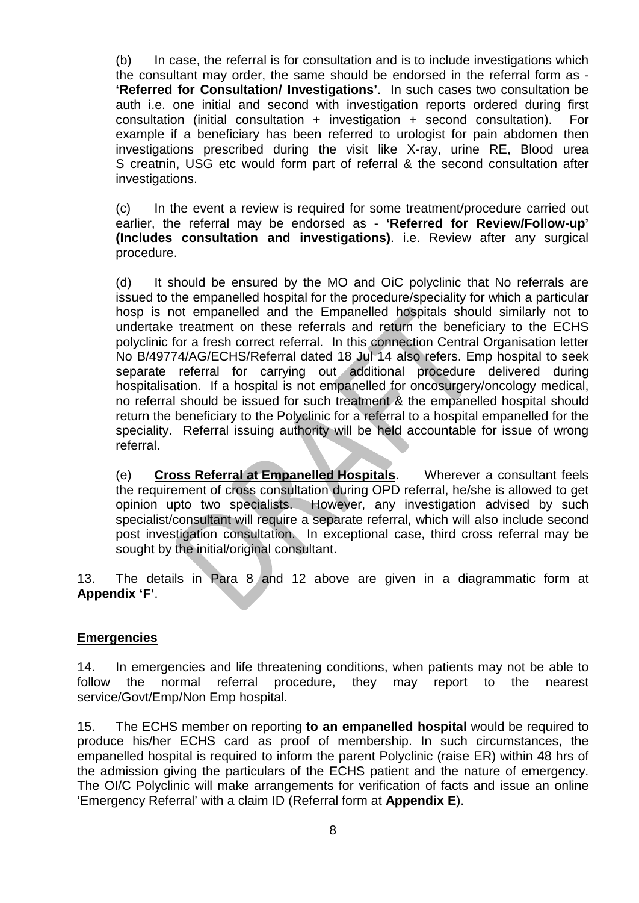(b) In case, the referral is for consultation and is to include investigations which the consultant may order, the same should be endorsed in the referral form as - **'Referred for Consultation/ Investigations'**. In such cases two consultation be auth i.e. one initial and second with investigation reports ordered during first consultation (initial consultation + investigation + second consultation). For example if a beneficiary has been referred to urologist for pain abdomen then investigations prescribed during the visit like X-ray, urine RE, Blood urea S creatnin, USG etc would form part of referral & the second consultation after investigations.

(c) In the event a review is required for some treatment/procedure carried out earlier, the referral may be endorsed as - **'Referred for Review/Follow-up' (Includes consultation and investigations)**. i.e. Review after any surgical procedure.

(d) It should be ensured by the MO and OiC polyclinic that No referrals are issued to the empanelled hospital for the procedure/speciality for which a particular hosp is not empanelled and the Empanelled hospitals should similarly not to undertake treatment on these referrals and return the beneficiary to the ECHS polyclinic for a fresh correct referral. In this connection Central Organisation letter No B/49774/AG/ECHS/Referral dated 18 Jul 14 also refers. Emp hospital to seek separate referral for carrying out additional procedure delivered during hospitalisation. If a hospital is not empanelled for oncosurgery/oncology medical, no referral should be issued for such treatment & the empanelled hospital should return the beneficiary to the Polyclinic for a referral to a hospital empanelled for the speciality. Referral issuing authority will be held accountable for issue of wrong referral.

(e) **<u>Cross Referral at Empanelled Hospitals</u>**. Wherever a consultant feels the requirement of cross consultation during OPD referral, he/she is allowed to get opinion upto two specialists. However, any investigation advised by such specialist/consultant will require a separate referral, which will also include second post investigation consultation. In exceptional case, third cross referral may be sought by the initial/original consultant.

13. The details in Para 8 and 12 above are given in a diagrammatic form at **Appendix 'F'**.

**<u>Emergencies</u>**

14. In emergencies and life threatening conditions, when patients may not be able to follow the normal referral procedure, they may report to the nearest service/Govt/Emp/Non Emp hospital.

15. The ECHS member on reporting **to an empanelled hospital** would be required to produce his/her ECHS card as proof of membership. In such circumstances, the empanelled hospital is required to inform the parent Polyclinic (raise ER) within 48 hrs of the admission giving the particulars of the ECHS patient and the nature of emergency. The OI/C Polyclinic will make arrangements for verification of facts and issue an online 'Emergency Referral' with a claim ID (Referral form at **Appendix E**).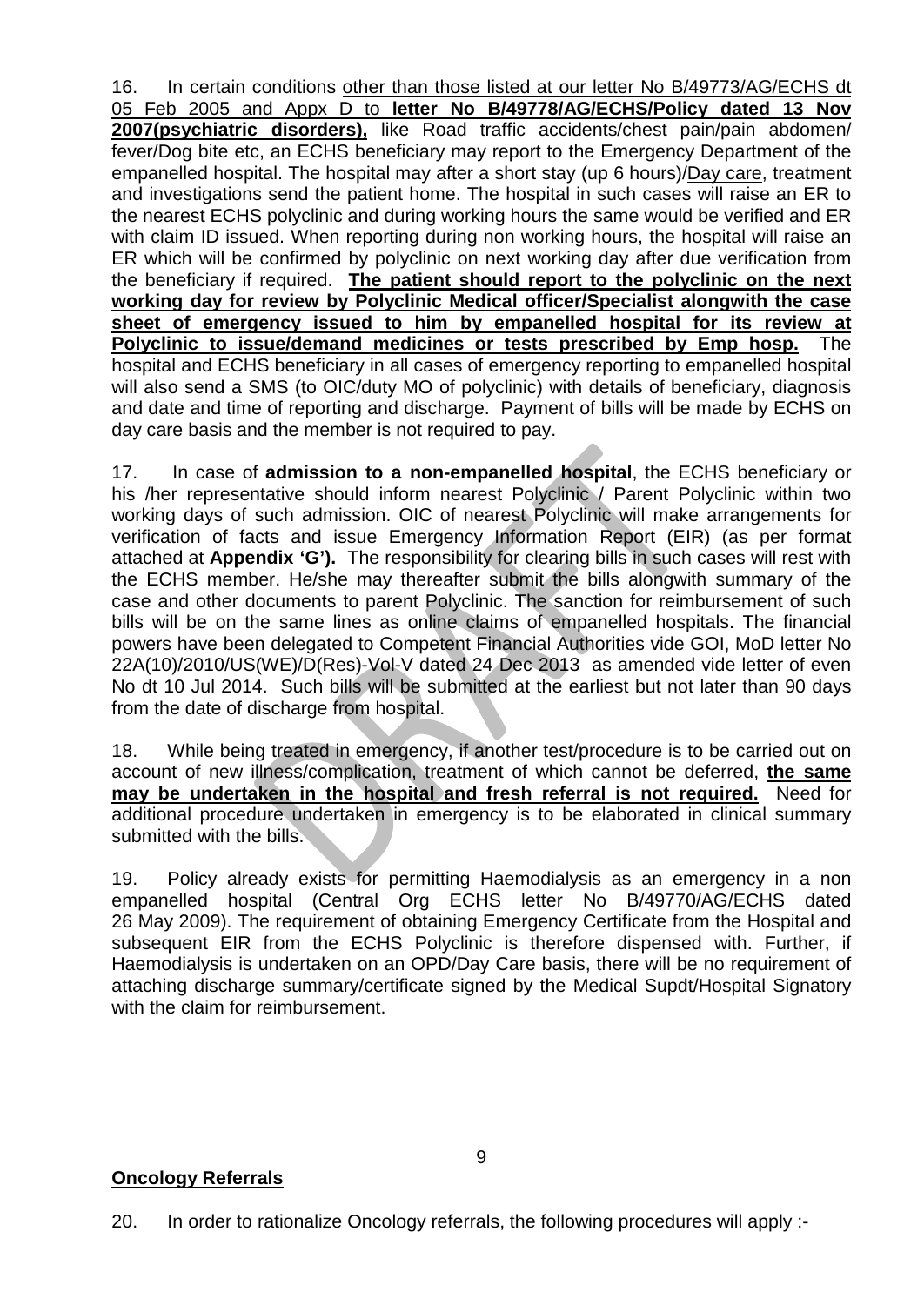16. In certain conditions other than those listed at our letter No B/49773/AG/ECHS dt 05 Feb 2005 and Appx D to **letter No B/49778/AG/ECHS/Policy dated 13 Nov 2007(psychiatric disorders),** like Road traffic accidents/chest pain/pain abdomen/ fever/Dog bite etc, an ECHS beneficiary may report to the Emergency Department of the empanelled hospital. The hospital may after a short stay (up 6 hours)/Day care, treatment and investigations send the patient home. The hospital in such cases will raise an ER to the nearest ECHS polyclinic and during working hours the same would be verified and ER with claim ID issued. When reporting during non working hours, the hospital will raise an ER which will be confirmed by polyclinic on next working day after due verification from the beneficiary if required. **The patient should report to the polyclinic on the next working day for review by Polyclinic Medical officer/Specialist alongwith the case sheet of emergency issued to him by empanelled hospital for its review at Polyclinic to issue/demand medicines or tests prescribed by Emp hosp.** The hospital and ECHS beneficiary in all cases of emergency reporting to empanelled hospital will also send a SMS (to OIC/duty MO of polyclinic) with details of beneficiary, diagnosis and date and time of reporting and discharge. Payment of bills will be made by ECHS on day care basis and the member is not required to pay.

17. In case of **admission to a non-empanelled hospital**, the ECHS beneficiary or his /her representative should inform nearest Polyclinic / Parent Polyclinic within two working days of such admission. OIC of nearest Polyclinic will make arrangements for verification of facts and issue Emergency Information Report (EIR) (as per format attached at **Appendix 'G').** The responsibility for clearing bills in such cases will rest with the ECHS member. He/she may thereafter submit the bills alongwith summary of the case and other documents to parent Polyclinic. The sanction for reimbursement of such bills will be on the same lines as online claims of empanelled hospitals. The financial powers have been delegated to Competent Financial Authorities vide GOI, MoD letter No 22A(10)/2010/US(WE)/D(Res)-Vol-V dated 24 Dec 2013 as amended vide letter of even No dt 10 Jul 2014. Such bills will be submitted at the earliest but not later than 90 days from the date of discharge from hospital.

18. While being treated in emergency, if another test/procedure is to be carried out on account of new illness/complication, treatment of which cannot be deferred, **the same may be undertaken in the hospital and fresh referral is not required.** Need for additional procedure undertaken in emergency is to be elaborated in clinical summary submitted with the bills.

19. Policy already exists for permitting Haemodialysis as an emergency in a non empanelled hospital (Central Org ECHS letter No B/49770/AG/ECHS dated 26 May 2009). The requirement of obtaining Emergency Certificate from the Hospital and subsequent EIR from the ECHS Polyclinic is therefore dispensed with. Further, if Haemodialysis is undertaken on an OPD/Day Care basis, there will be no requirement of attaching discharge summary/certificate signed by the Medical Supdt/Hospital Signatory with the claim for reimbursement.

**Oncology Referrals**

20. In order to rationalize Oncology referrals, the following procedures will apply :-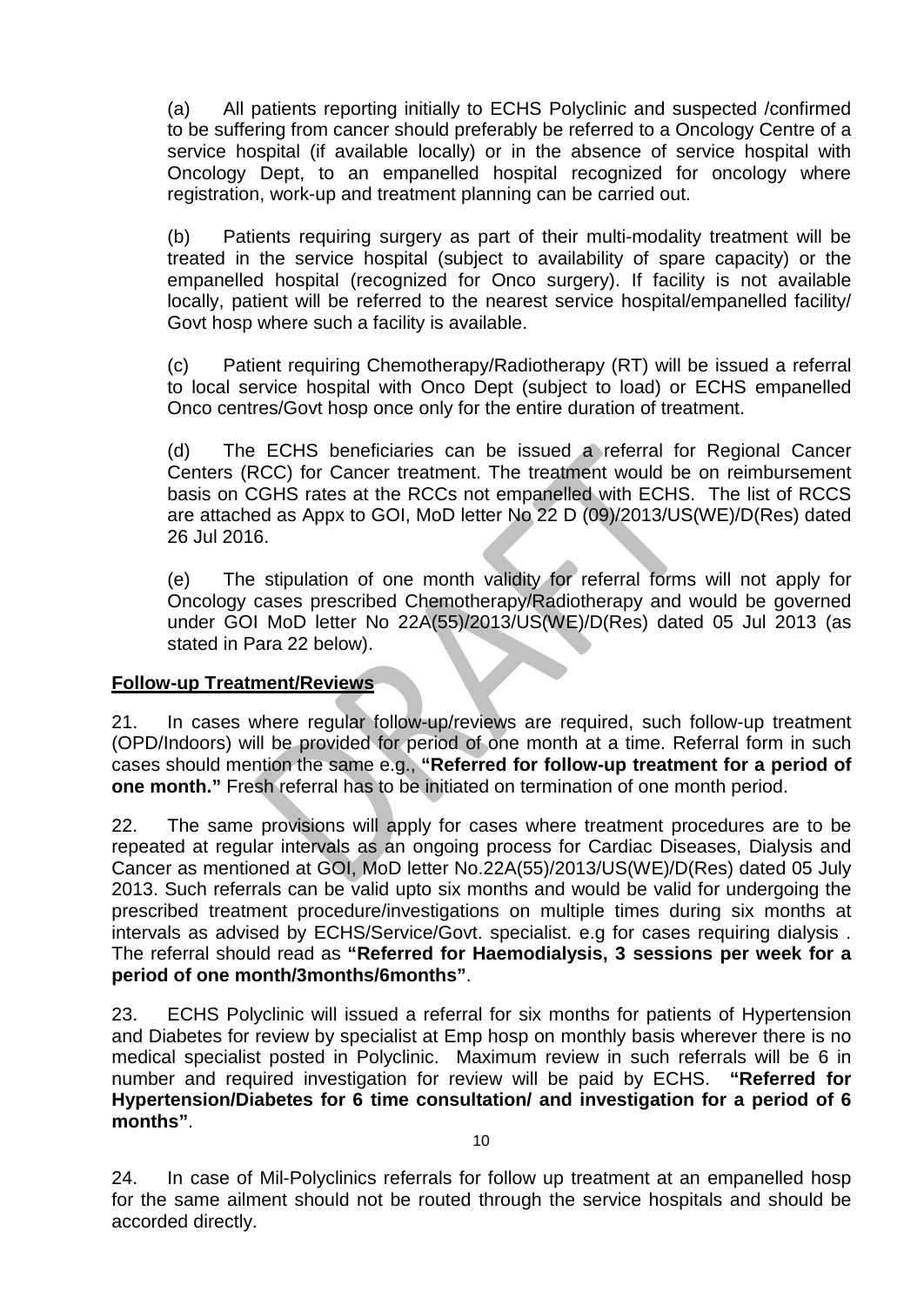(a) All patients reporting initially to ECHS Polyclinic and suspected /confirmed to be suffering from cancer should preferably be referred to a Oncology Centre of a service hospital (if available locally) or in the absence of service hospital with Oncology Dept, to an empanelled hospital recognized for oncology where registration, work-up and treatment planning can be carried out.

(b) Patients requiring surgery as part of their multi-modality treatment will be treated in the service hospital (subject to availability of spare capacity) or the empanelled hospital (recognized for Onco surgery). If facility is not available locally, patient will be referred to the nearest service hospital/empanelled facility/ Govt hosp where such a facility is available.

(c) Patient requiring Chemotherapy/Radiotherapy (RT) will be issued a referral to local service hospital with Onco Dept (subject to load) or ECHS empanelled Onco centres/Govt hosp once only for the entire duration of treatment.

(d) The ECHS beneficiaries can be issued a referral for Regional Cancer Centers (RCC) for Cancer treatment. The treatment would be on reimbursement basis on CGHS rates at the RCCs not empanelled with ECHS. The list of RCCS are attached as Appx to GOI, MoD letter No 22 D (09)/2013/US(WE)/D(Res) dated 26 Jul 2016.

(e) The stipulation of one month validity for referral forms will not apply for Oncology cases prescribed Chemotherapy/Radiotherapy and would be governed under GOI MoD letter No 22A(55)/2013/US(WE)/D(Res) dated 05 Jul 2013 (as stated in Para 22 below).

**Follow-up Treatment/Reviews**

21. In cases where regular follow-up/reviews are required, such follow-up treatment (OPD/Indoors) will be provided for period of one month at a time. Referral form in such cases should mention the same e.g., **"Referred for follow-up treatment for a period of one month."** Fresh referral has to be initiated on termination of one month period.

22. The same provisions will apply for cases where treatment procedures are to be repeated at regular intervals as an ongoing process for Cardiac Diseases, Dialysis and Cancer as mentioned at GOI, MoD letter No.22A(55)/2013/US(WE)/D(Res) dated 05 July 2013. Such referrals can be valid upto six months and would be valid for undergoing the prescribed treatment procedure/investigations on multiple times during six months at intervals as advised by ECHS/Service/Govt. specialist. e.g for cases requiring dialysis . The referral should read as **"Referred for Haemodialysis, 3 sessions per week for a period of one month/3months/6months"**.

23. ECHS Polyclinic will issued a referral for six months for patients of Hypertension and Diabetes for review by specialist at Emp hosp on monthly basis wherever there is no medical specialist posted in Polyclinic. Maximum review in such referrals will be 6 in number and required investigation for review will be paid by ECHS. **"Referred for Hypertension/Diabetes for 6 time consultation/ and investigation for a period of 6 months"**.

24. In case of Mil-Polyclinics referrals for follow up treatment at an empanelled hosp for the same ailment should not be routed through the service hospitals and should be accorded directly.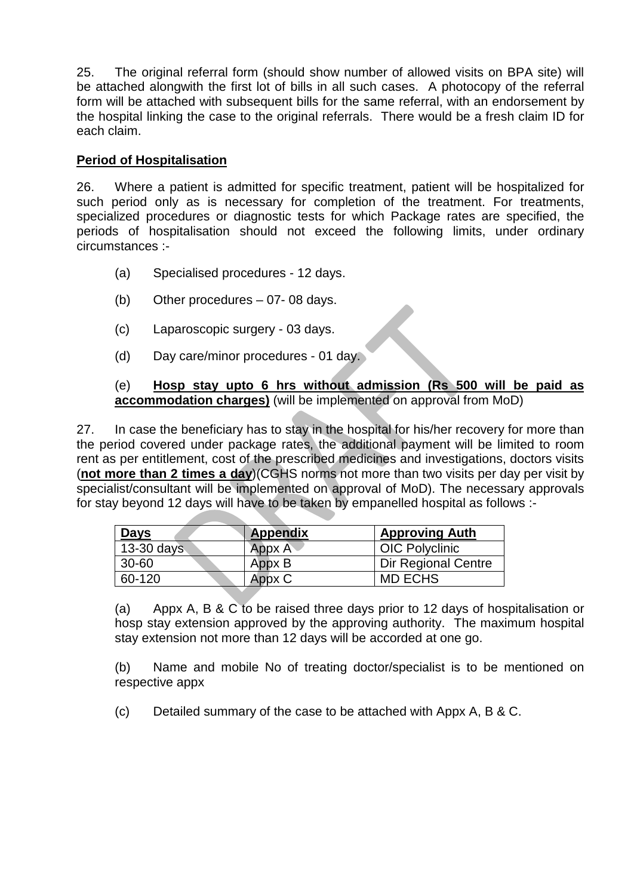25. The original referral form (should show number of allowed visits on BPA site) will be attached alongwith the first lot of bills in all such cases. A photocopy of the referral form will be attached with subsequent bills for the same referral, with an endorsement by the hospital linking the case to the original referrals. There would be a fresh claim ID for each claim.

**Period of Hospitalisation**

26. Where a patient is admitted for specific treatment, patient will be hospitalized for such period only as is necessary for completion of the treatment. For treatments, specialized procedures or diagnostic tests for which Package rates are specified, the periods of hospitalisation should not exceed the following limits, under ordinary circumstances :-

(a) Specialised procedures - 12 days.

(b) Other procedures – 07- 08 days.

(c) Laparoscopic surgery - 03 days.

(d) Day care/minor procedures - 01 day.

(e) **Hosp stay upto 6 hrs without admission (Rs 500 will be paid as accommodation charges)** (will be implemented on approval from MoD)

27. In case the beneficiary has to stay in the hospital for his/her recovery for more than the period covered under package rates, the additional payment will be limited to room rent as per entitlement, cost of the prescribed medicines and investigations, doctors visits (**not more than 2 times a day**)(CGHS norms not more than two visits per day per visit by specialist/consultant will be implemented on approval of MoD). The necessary approvals for stay beyond 12 days will have to be taken by empanelled hospital as follows :-

| Days | Appendix | Approving Auth |
|---|---|---|
| 13-30 days | Appx A | OIC Polyclinic |
| 30-60 | Appx B | Dir Regional Centre |
| 60-120 | Appx C | MD ECHS |

(a) Appx A, B & C to be raised three days prior to 12 days of hospitalisation or hosp stay extension approved by the approving authority. The maximum hospital stay extension not more than 12 days will be accorded at one go.

(b) Name and mobile No of treating doctor/specialist is to be mentioned on respective appx

(c) Detailed summary of the case to be attached with Appx A, B & C.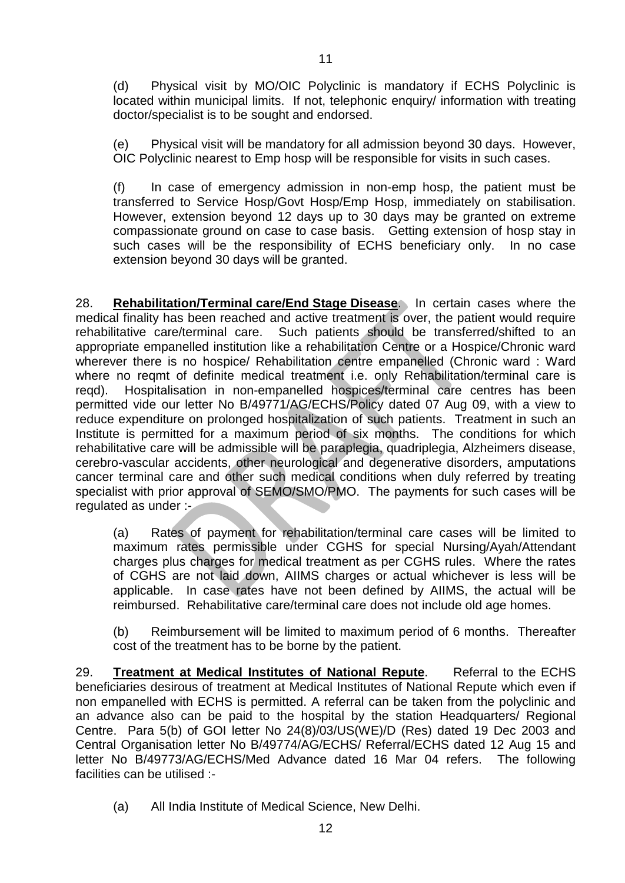(d) Physical visit by MO/OIC Polyclinic is mandatory if ECHS Polyclinic is located within municipal limits. If not, telephonic enquiry/ information with treating doctor/specialist is to be sought and endorsed.

(e) Physical visit will be mandatory for all admission beyond 30 days. However, OIC Polyclinic nearest to Emp hosp will be responsible for visits in such cases.

(f) In case of emergency admission in non-emp hosp, the patient must be transferred to Service Hosp/Govt Hosp/Emp Hosp, immediately on stabilisation. However, extension beyond 12 days up to 30 days may be granted on extreme compassionate ground on case to case basis. Getting extension of hosp stay in such cases will be the responsibility of ECHS beneficiary only. In no case extension beyond 30 days will be granted.

28. **Rehabilitation/Terminal care/End Stage Disease**. In certain cases where the medical finality has been reached and active treatment is over, the patient would require rehabilitative care/terminal care. Such patients should be transferred/shifted to an appropriate empanelled institution like a rehabilitation Centre or a Hospice/Chronic ward wherever there is no hospice/ Rehabilitation centre empanelled (Chronic ward : Ward where no reqmt of definite medical treatment i.e. only Rehabilitation/terminal care is reqd). Hospitalisation in non-empanelled hospices/terminal care centres has been permitted vide our letter No B/49771/AG/ECHS/Policy dated 07 Aug 09, with a view to reduce expenditure on prolonged hospitalization of such patients. Treatment in such an Institute is permitted for a maximum period of six months. The conditions for which rehabilitative care will be admissible will be paraplegia, quadriplegia, Alzheimers disease, cerebro-vascular accidents, other neurological and degenerative disorders, amputations cancer terminal care and other such medical conditions when duly referred by treating specialist with prior approval of SEMO/SMO/PMO. The payments for such cases will be regulated as under :-

(a) Rates of payment for rehabilitation/terminal care cases will be limited to maximum rates permissible under CGHS for special Nursing/Ayah/Attendant charges plus charges for medical treatment as per CGHS rules. Where the rates of CGHS are not laid down, AIIMS charges or actual whichever is less will be applicable. In case rates have not been defined by AIIMS, the actual will be reimbursed. Rehabilitative care/terminal care does not include old age homes.

(b) Reimbursement will be limited to maximum period of 6 months. Thereafter cost of the treatment has to be borne by the patient.

29. **Treatment at Medical Institutes of National Repute**. Referral to the ECHS beneficiaries desirous of treatment at Medical Institutes of National Repute which even if non empanelled with ECHS is permitted. A referral can be taken from the polyclinic and an advance also can be paid to the hospital by the station Headquarters/ Regional Centre. Para 5(b) of GOI letter No 24(8)/03/US(WE)/D (Res) dated 19 Dec 2003 and Central Organisation letter No B/49774/AG/ECHS/ Referral/ECHS dated 12 Aug 15 and letter No B/49773/AG/ECHS/Med Advance dated 16 Mar 04 refers. The following facilities can be utilised :-

(a) All India Institute of Medical Science, New Delhi.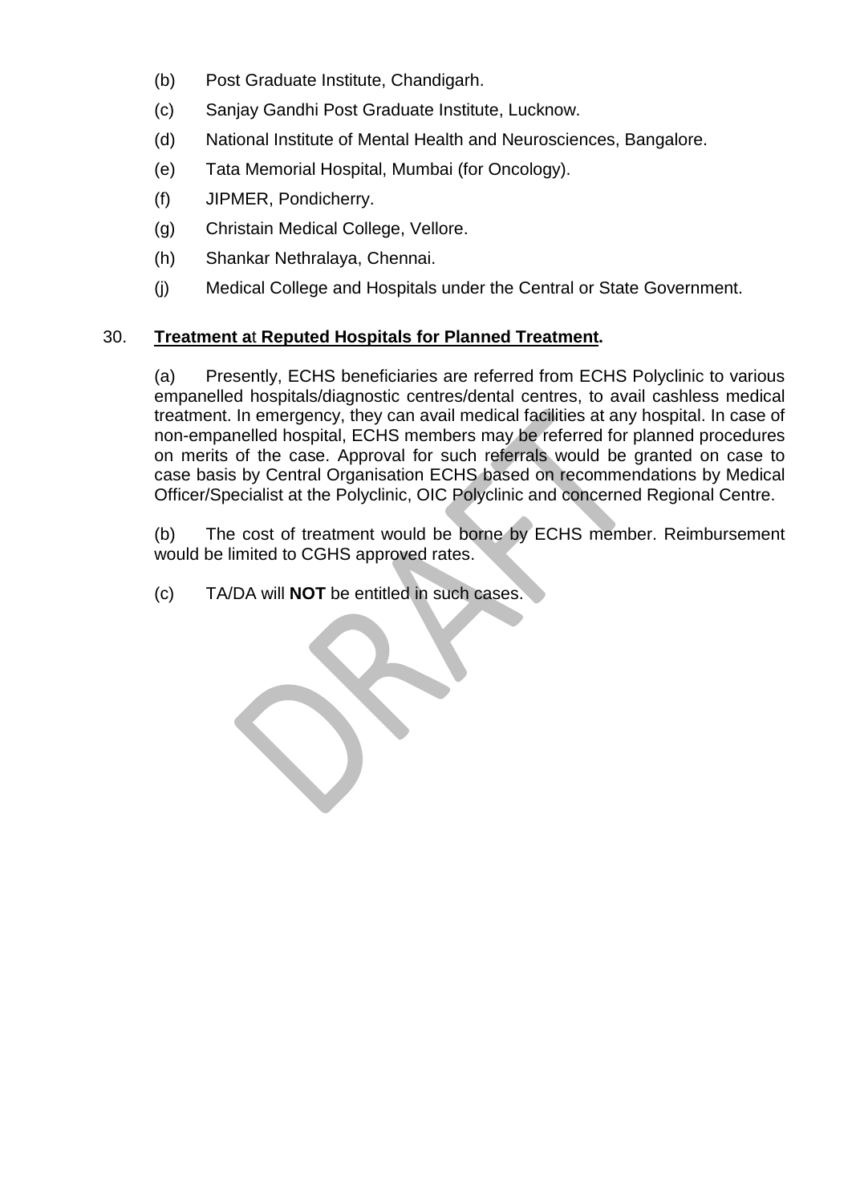(b) Post Graduate Institute, Chandigarh.

(c) Sanjay Gandhi Post Graduate Institute, Lucknow.

(d) National Institute of Mental Health and Neurosciences, Bangalore.

(e) Tata Memorial Hospital, Mumbai (for Oncology).

(f) JIPMER, Pondicherry.

(g) Christain Medical College, Vellore.

(h) Shankar Nethralaya, Chennai.

(j) Medical College and Hospitals under the Central or State Government.

30. **Treatment at Reputed Hospitals for Planned Treatment.**

(a) Presently, ECHS beneficiaries are referred from ECHS Polyclinic to various empanelled hospitals/diagnostic centres/dental centres, to avail cashless medical treatment. In emergency, they can avail medical facilities at any hospital. In case of non-empanelled hospital, ECHS members may be referred for planned procedures on merits of the case. Approval for such referrals would be granted on case to case basis by Central Organisation ECHS based on recommendations by Medical Officer/Specialist at the Polyclinic, OIC Polyclinic and concerned Regional Centre.

(b) The cost of treatment would be borne by ECHS member. Reimbursement would be limited to CGHS approved rates.

(c) TA/DA will **NOT** be entitled in such cases.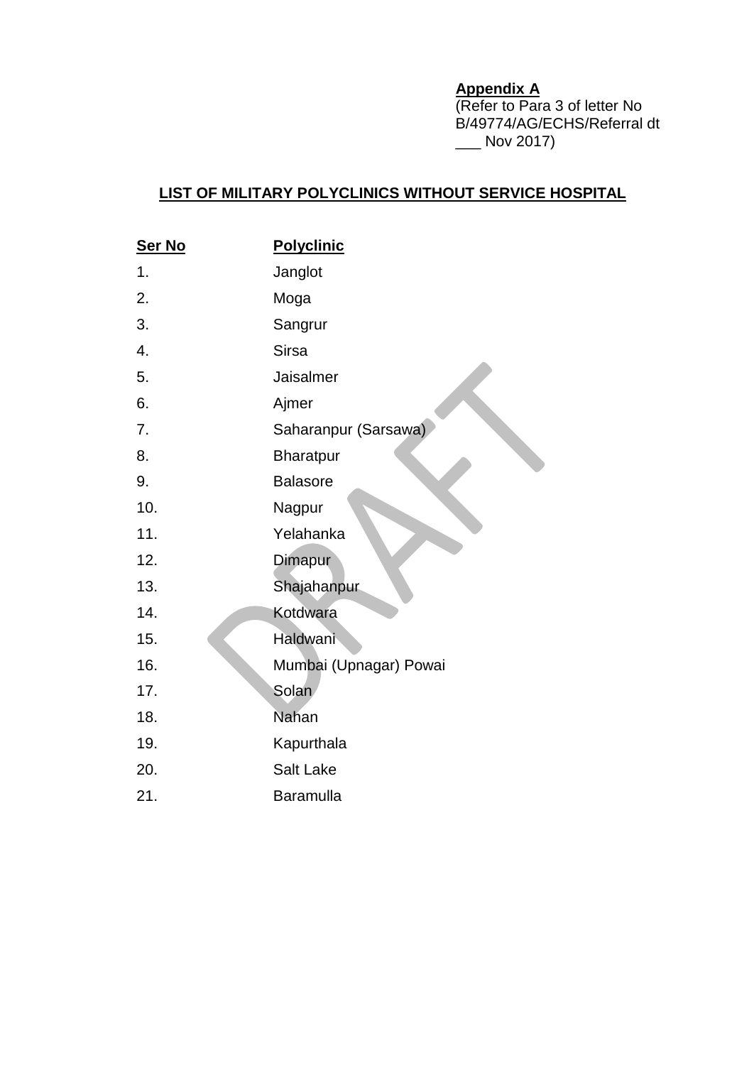**Appendix A**
(Refer to Para 3 of letter No B/49774/AG/ECHS/Referral dt ___ Nov 2017)

## LIST OF MILITARY POLYCLINICS WITHOUT SERVICE HOSPITAL

| Ser No | Polyclinic |
|---|---|
| 1. | Janglot |
| 2. | Moga |
| 3. | Sangrur |
| 4. | Sirsa |
| 5. | Jaisalmer |
| 6. | Ajmer |
| 7. | Saharanpur (Sarsawa) |
| 8. | Bharatpur |
| 9. | Balasore |
| 10. | Nagpur |
| 11. | Yelahanka |
| 12. | Dimapur |
| 13. | Shajahanpur |
| 14. | Kotdwara |
| 15. | Haldwani |
| 16. | Mumbai (Upnagar) Powai |
| 17. | Solan |
| 18. | Nahan |
| 19. | Kapurthala |
| 20. | Salt Lake |
| 21. | Baramulla |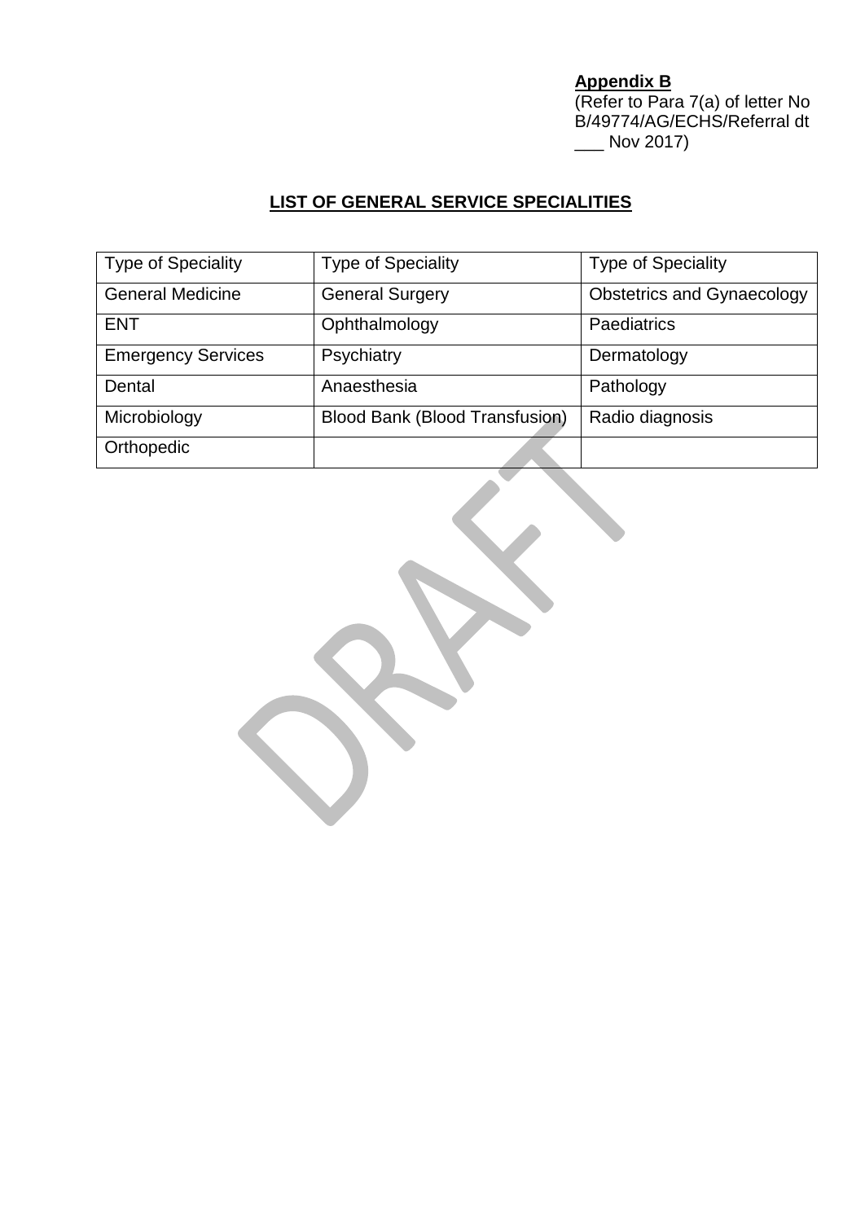**Appendix B**
(Refer to Para 7(a) of letter No B/49774/AG/ECHS/Referral dt ___ Nov 2017)

## LIST OF GENERAL SERVICE SPECIALITIES

| Type of Speciality | Type of Speciality | Type of Speciality |
|---|---|---|
| General Medicine | General Surgery | Obstetrics and Gynaecology |
| ENT | Ophthalmology | Paediatrics |
| Emergency Services | Psychiatry | Dermatology |
| Dental | Anaesthesia | Pathology |
| Microbiology | Blood Bank (Blood Transfusion) | Radio diagnosis |
| Orthopedic | | |

DRAFT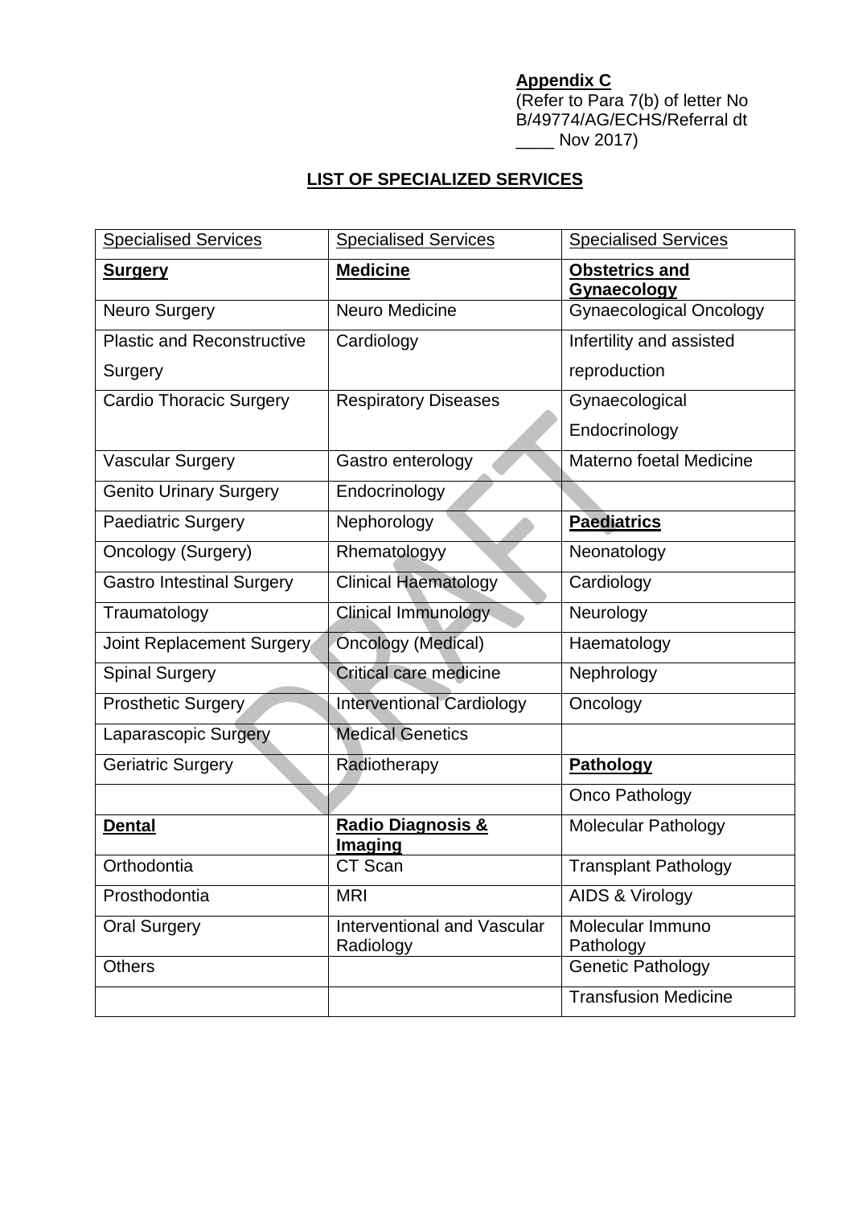**Appendix C**
(Refer to Para 7(b) of letter No B/49774/AG/ECHS/Referral dt ____ Nov 2017)

## LIST OF SPECIALIZED SERVICES

| Specialised Services | Specialised Services | Specialised Services |
|---|---|---|
| **Surgery** | **Medicine** | **Obstetrics and Gynaecology** |
| Neuro Surgery | Neuro Medicine | Gynaecological Oncology |
| Plastic and Reconstructive Surgery | Cardiology | Infertility and assisted reproduction |
| Cardio Thoracic Surgery | Respiratory Diseases | Gynaecological Endocrinology |
| Vascular Surgery | Gastro enterology | Materno foetal Medicine |
| Genito Urinary Surgery | Endocrinology | |
| Paediatric Surgery | Nephorology | **Paediatrics** |
| Oncology (Surgery) | Rhematologyy | Neonatology |
| Gastro Intestinal Surgery | Clinical Haematology | Cardiology |
| Traumatology | Clinical Immunology | Neurology |
| Joint Replacement Surgery | Oncology (Medical) | Haematology |
| Spinal Surgery | Critical care medicine | Nephrology |
| Prosthetic Surgery | Interventional Cardiology | Oncology |
| Laparascopic Surgery | Medical Genetics | |
| Geriatric Surgery | Radiotherapy | **Pathology** |
| | | Onco Pathology |
| **Dental** | **Radio Diagnosis & Imaging** | Molecular Pathology |
| Orthodontia | CT Scan | Transplant Pathology |
| Prosthodontia | MRI | AIDS & Virology |
| Oral Surgery | Interventional and Vascular Radiology | Molecular Immuno Pathology |
| Others | | Genetic Pathology |
| | | Transfusion Medicine |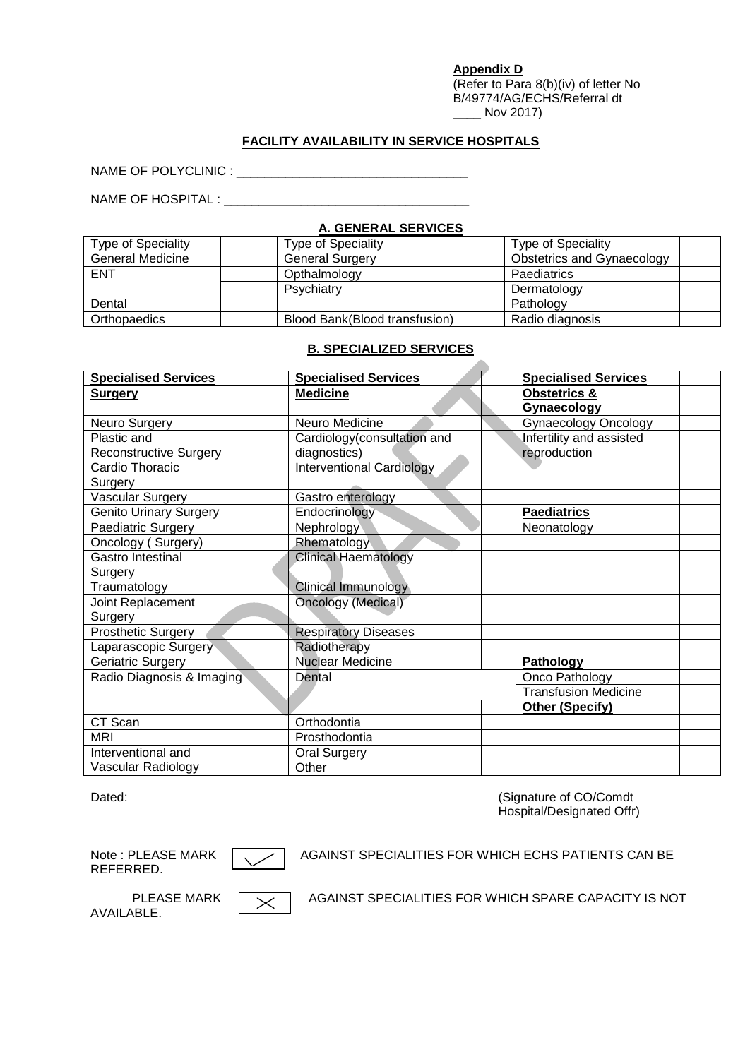**Appendix D**
(Refer to Para 8(b)(iv) of letter No B/49774/AG/ECHS/Referral dt ____ Nov 2017)

**FACILITY AVAILABILITY IN SERVICE HOSPITALS**

NAME OF POLYCLINIC : ________________________________

NAME OF HOSPITAL : __________________________________

**A. GENERAL SERVICES**

| Type of Speciality | | Type of Speciality | | Type of Speciality | |
|---|---|---|---|---|---|
| General Medicine | | General Surgery | | Obstetrics and Gynaecology | |
| ENT | | Opthalmology | | Paediatrics | |
| | | Psychiatry | | Dermatology | |
| Dental | | | | Pathology | |
| Orthopaedics | | Blood Bank(Blood transfusion) | | Radio diagnosis | |

**B. SPECIALIZED SERVICES**

| **Specialised Services** | | **Specialised Services** | | **Specialised Services** | |
|---|---|---|---|---|---|
| **Surgery** | | **Medicine** | | **Obstetrics & Gynaecology** | |
| Neuro Surgery | | Neuro Medicine | | Gynaecology Oncology | |
| Plastic and Reconstructive Surgery | | Cardiology(consultation and diagnostics) | | Infertility and assisted reproduction | |
| Cardio Thoracic Surgery | | Interventional Cardiology | | | |
| Vascular Surgery | | Gastro enterology | | | |
| Genito Urinary Surgery | | Endocrinology | | **Paediatrics** | |
| Paediatric Surgery | | Nephrology | | Neonatology | |
| Oncology ( Surgery) | | Rhematology | | | |
| Gastro Intestinal Surgery | | Clinical Haematology | | | |
| Traumatology | | Clinical Immunology | | | |
| Joint Replacement Surgery | | Oncology (Medical) | | | |
| Prosthetic Surgery | | Respiratory Diseases | | | |
| Laparascopic Surgery | | Radiotherapy | | | |
| Geriatric Surgery | | Nuclear Medicine | | **Pathology** | |
| Radio Diagnosis & Imaging | | Dental | | Onco Pathology | |
| | | | | Transfusion Medicine | |
| | | | | **Other (Specify)** | |
| CT Scan | | Orthodontia | | | |
| MRI | | Prosthodontia | | | |
| Interventional and Vascular Radiology | | Oral Surgery | | | |
| | | Other | | | |

Dated:

(Signature of CO/Comdt Hospital/Designated Offr)

Note : PLEASE MARK ✓ AGAINST SPECIALITIES FOR WHICH ECHS PATIENTS CAN BE REFERRED.

PLEASE MARK ✗ AGAINST SPECIALITIES FOR WHICH SPARE CAPACITY IS NOT AVAILABLE.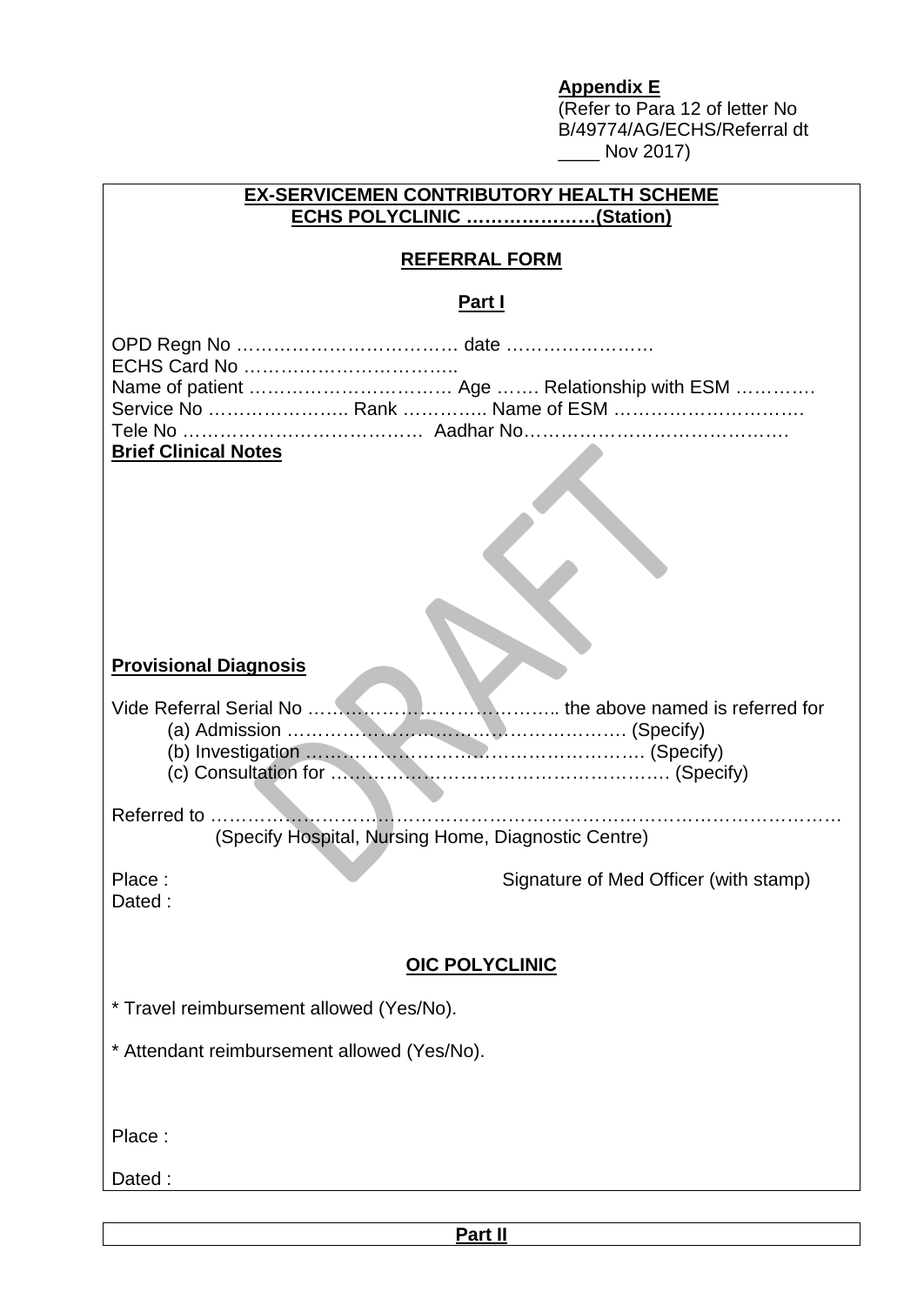**Appendix E**
(Refer to Para 12 of letter No B/49774/AG/ECHS/Referral dt ____ Nov 2017)

**EX-SERVICEMEN CONTRIBUTORY HEALTH SCHEME**
**ECHS POLYCLINIC ………………..(Station)**

**REFERRAL FORM**

**Part I**

OPD Regn No ……………………………… date ……………………
ECHS Card No ……………………………..
Name of patient …………………………… Age ……. Relationship with ESM ………….
Service No ………………….. Rank ………….. Name of ESM ………………………….
Tele No ………………………………… Aadhar No…………………………………….

**Brief Clinical Notes**

**Provisional Diagnosis**

Vide Referral Serial No ………………………………….. the above named is referred for
(a) Admission ……………………………………………… (Specify)
(b) Investigation ……………………………………………. (Specify)
(c) Consultation for ………………………………………………. (Specify)

Referred to ………………………………………………………………………………………
(Specify Hospital, Nursing Home, Diagnostic Centre)

Place : Signature of Med Officer (with stamp)
Dated :

**OIC POLYCLINIC**

* Travel reimbursement allowed (Yes/No).

* Attendant reimbursement allowed (Yes/No).

Place :

Dated :

**Part II**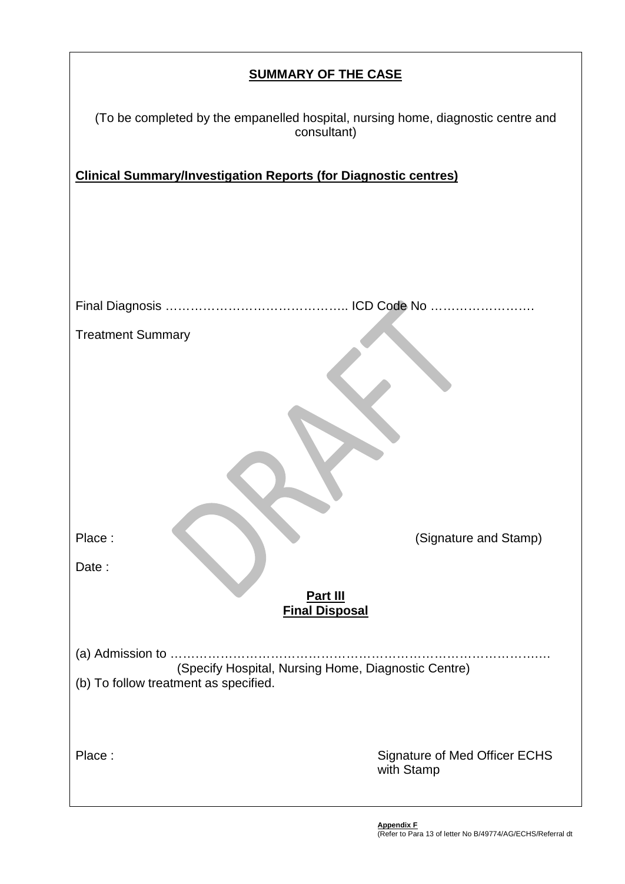**SUMMARY OF THE CASE**

(To be completed by the empanelled hospital, nursing home, diagnostic centre and consultant)

**Clinical Summary/Investigation Reports (for Diagnostic centres)**

Final Diagnosis …………………………………….. ICD Code No …………………….

Treatment Summary

Place : (Signature and Stamp)

Date :

**Part III**
**Final Disposal**

(a) Admission to ……………………………………………………………………………
(Specify Hospital, Nursing Home, Diagnostic Centre)
(b) To follow treatment as specified.

Place : Signature of Med Officer ECHS with Stamp

**Appendix F**
(Refer to Para 13 of letter No B/49774/AG/ECHS/Referral dt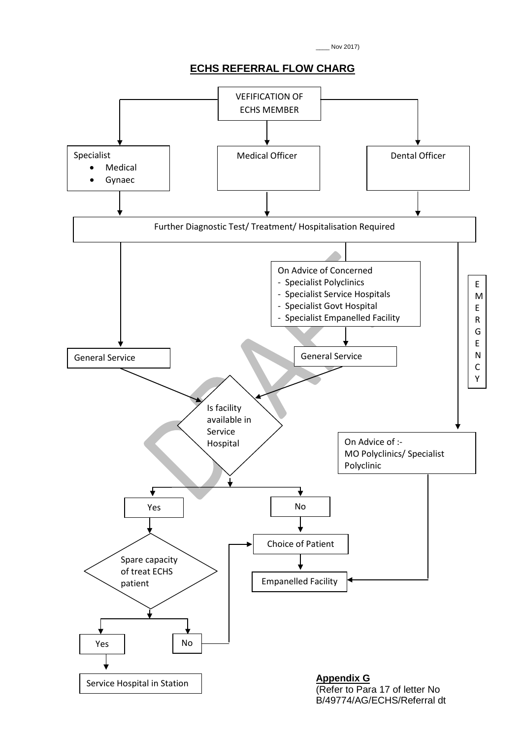____ Nov 2017)

## ECHS REFERRAL FLOW CHARG

VEFIFICATION OF ECHS MEMBER

- Specialist
  - Medical
  - Gynaec
- Medical Officer
- Dental Officer

Further Diagnostic Test/ Treatment/ Hospitalisation Required

General Service

On Advice of Concerned
- Specialist Polyclinics
- Specialist Service Hospitals
- Specialist Govt Hospital
- Specialist Empanelled Facility

General Service

EMERGENCY

Is facility available in Service Hospital

Yes

Spare capacity of treat ECHS patient

Yes

Service Hospital in Station

No

No

Choice of Patient

Empanelled Facility

On Advice of :-
MO Polyclinics/ Specialist Polyclinic

DRAFT

**Appendix G**
(Refer to Para 17 of letter No B/49774/AG/ECHS/Referral dt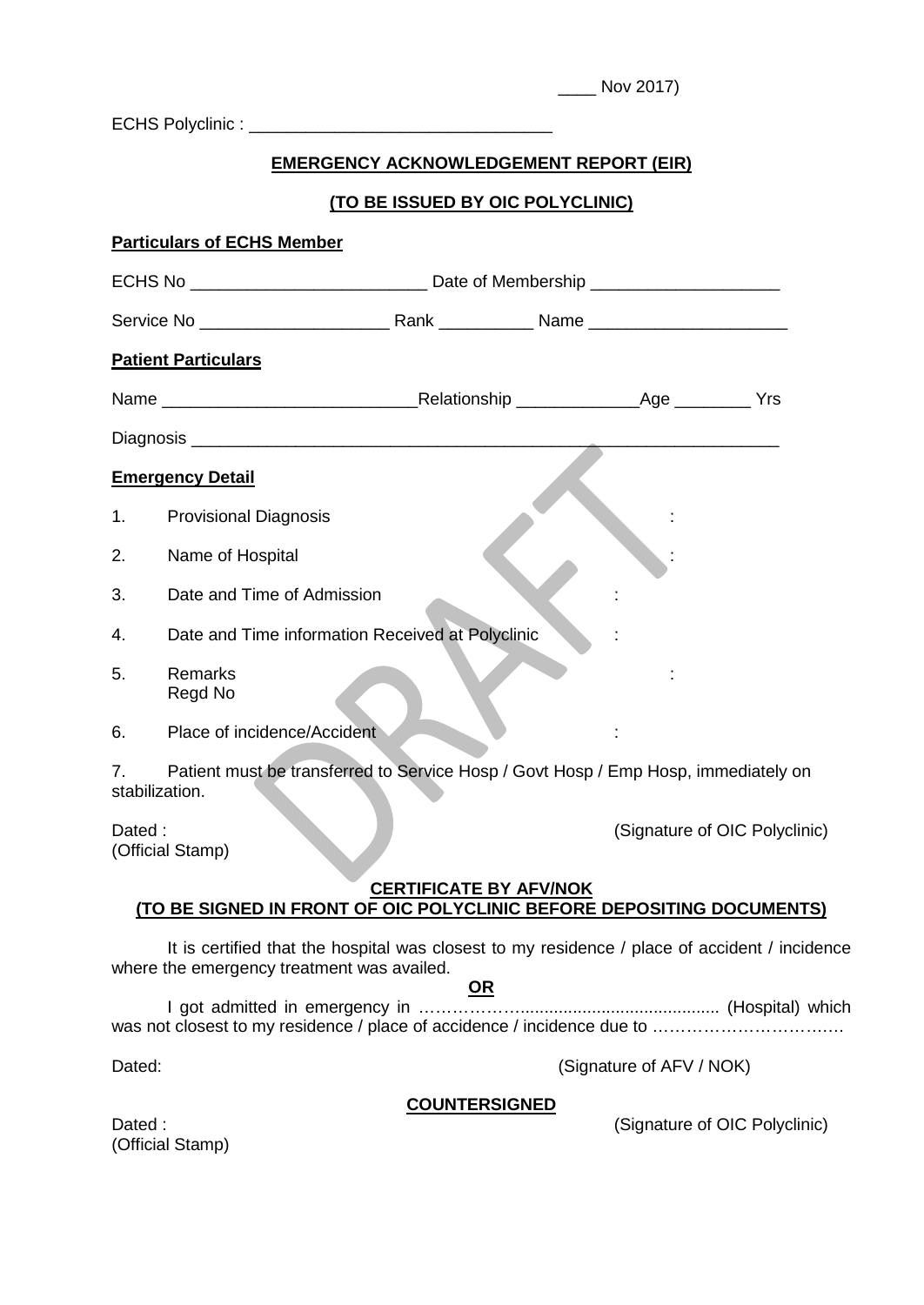____ Nov 2017)

ECHS Polyclinic : _______________________________

**EMERGENCY ACKNOWLEDGEMENT REPORT (EIR)**

**(TO BE ISSUED BY OIC POLYCLINIC)**

**Particulars of ECHS Member**

ECHS No ________________________ Date of Membership ___________________

Service No ___________________ Rank __________ Name ____________________

**Patient Particulars**

Name __________________________Relationship ____________Age ________ Yrs

Diagnosis ____________________________________________________________

**Emergency Detail**

1. Provisional Diagnosis :
2. Name of Hospital :
3. Date and Time of Admission :
4. Date and Time information Received at Polyclinic :
5. Remarks :
   Regd No
6. Place of incidence/Accident :
7. Patient must be transferred to Service Hosp / Govt Hosp / Emp Hosp, immediately on stabilization.

Dated : (Signature of OIC Polyclinic)
(Official Stamp)

**CERTIFICATE BY AFV/NOK**
**(TO BE SIGNED IN FRONT OF OIC POLYCLINIC BEFORE DEPOSITING DOCUMENTS)**

It is certified that the hospital was closest to my residence / place of accident / incidence where the emergency treatment was availed.

**OR**

I got admitted in emergency in …………………....................................... (Hospital) which was not closest to my residence / place of accidence / incidence due to ………………………………

Dated: (Signature of AFV / NOK)

**COUNTERSIGNED**

Dated : (Signature of OIC Polyclinic)
(Official Stamp)